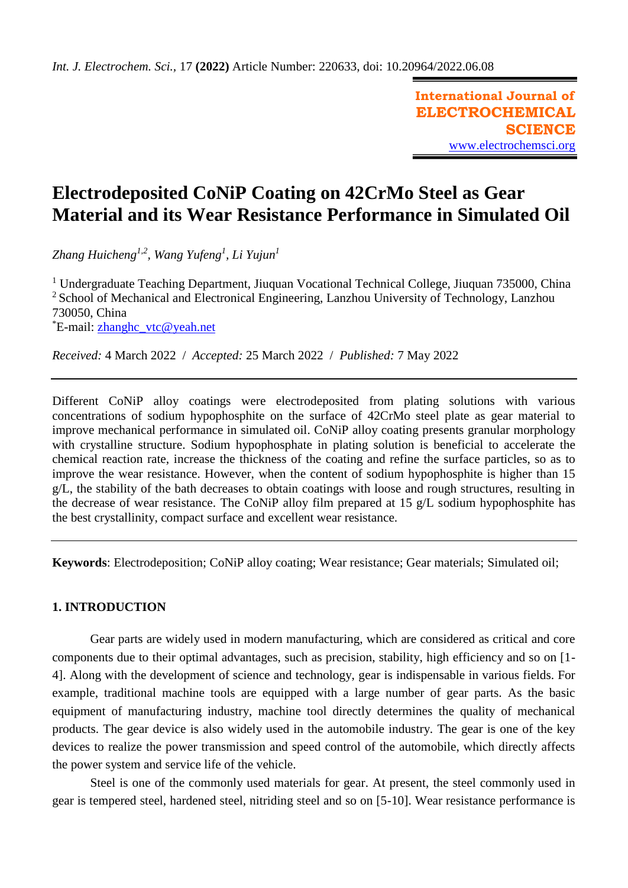# Electrodeposited CoNiP Coating on 42CrMo Steel as Gear Material and its Wear Resistance Performance in Simulated Oil

*Zhang Huicheng*[1,2], *Wang Yufeng*[1], *Li Yujun*[1]

[1] Undergraduate Teaching Department, Jiuquan Vocational Technical College, Jiuquan 735000, China
[2] School of Mechanical and Electronical Engineering, Lanzhou University of Technology, Lanzhou 730050, China
[*]E-mail: zhanghc_vtc@yeah.net

*Received:* 4 March 2022 / *Accepted:* 25 March 2022 / *Published:* 7 May 2022

Different CoNiP alloy coatings were electrodeposited from plating solutions with various concentrations of sodium hypophosphite on the surface of 42CrMo steel plate as gear material to improve mechanical performance in simulated oil. CoNiP alloy coating presents granular morphology with crystalline structure. Sodium hypophosphate in plating solution is beneficial to accelerate the chemical reaction rate, increase the thickness of the coating and refine the surface particles, so as to improve the wear resistance. However, when the content of sodium hypophosphite is higher than 15 g/L, the stability of the bath decreases to obtain coatings with loose and rough structures, resulting in the decrease of wear resistance. The CoNiP alloy film prepared at 15 g/L sodium hypophosphite has the best crystallinity, compact surface and excellent wear resistance.

**Keywords**: Electrodeposition; CoNiP alloy coating; Wear resistance; Gear materials; Simulated oil;

## 1. INTRODUCTION

Gear parts are widely used in modern manufacturing, which are considered as critical and core components due to their optimal advantages, such as precision, stability, high efficiency and so on [1-4]. Along with the development of science and technology, gear is indispensable in various fields. For example, traditional machine tools are equipped with a large number of gear parts. As the basic equipment of manufacturing industry, machine tool directly determines the quality of mechanical products. The gear device is also widely used in the automobile industry. The gear is one of the key devices to realize the power transmission and speed control of the automobile, which directly affects the power system and service life of the vehicle.

Steel is one of the commonly used materials for gear. At present, the steel commonly used in gear is tempered steel, hardened steel, nitriding steel and so on [5-10]. Wear resistance performance is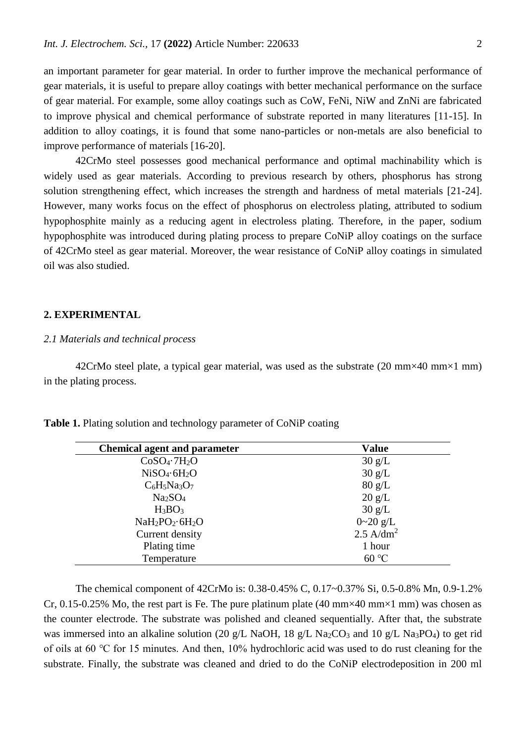an important parameter for gear material. In order to further improve the mechanical performance of gear materials, it is useful to prepare alloy coatings with better mechanical performance on the surface of gear material. For example, some alloy coatings such as CoW, FeNi, NiW and ZnNi are fabricated to improve physical and chemical performance of substrate reported in many literatures [11-15]. In addition to alloy coatings, it is found that some nano-particles or non-metals are also beneficial to improve performance of materials [16-20].

42CrMo steel possesses good mechanical performance and optimal machinability which is widely used as gear materials. According to previous research by others, phosphorus has strong solution strengthening effect, which increases the strength and hardness of metal materials [21-24]. However, many works focus on the effect of phosphorus on electroless plating, attributed to sodium hypophosphite mainly as a reducing agent in electroless plating. Therefore, in the paper, sodium hypophosphite was introduced during plating process to prepare CoNiP alloy coatings on the surface of 42CrMo steel as gear material. Moreover, the wear resistance of CoNiP alloy coatings in simulated oil was also studied.

## 2. EXPERIMENTAL

### *2.1 Materials and technical process*

42CrMo steel plate, a typical gear material, was used as the substrate (20 mm×40 mm×1 mm) in the plating process.

**Table 1.** Plating solution and technology parameter of CoNiP coating

| Chemical agent and parameter | Value |
|---|---|
| $CoSO_4 \cdot 7H_2O$ | 30 g/L |
| $NiSO_4 \cdot 6H_2O$ | 30 g/L |
| $C_6H_5Na_3O_7$ | 80 g/L |
| $Na_2SO_4$ | 20 g/L |
| $H_3BO_3$ | 30 g/L |
| $NaH_2PO_2 \cdot 6H_2O$ | 0~20 g/L |
| Current density | 2.5 A/dm$^2$ |
| Plating time | 1 hour |
| Temperature | 60 ℃ |

The chemical component of 42CrMo is: 0.38-0.45% C, 0.17~0.37% Si, 0.5-0.8% Mn, 0.9-1.2% Cr, 0.15-0.25% Mo, the rest part is Fe. The pure platinum plate (40 mm×40 mm×1 mm) was chosen as the counter electrode. The substrate was polished and cleaned sequentially. After that, the substrate was immersed into an alkaline solution (20 g/L NaOH, 18 g/L $Na_2CO_3$ and 10 g/L $Na_3PO_4$) to get rid of oils at 60 ℃ for 15 minutes. And then, 10% hydrochloric acid was used to do rust cleaning for the substrate. Finally, the substrate was cleaned and dried to do the CoNiP electrodeposition in 200 ml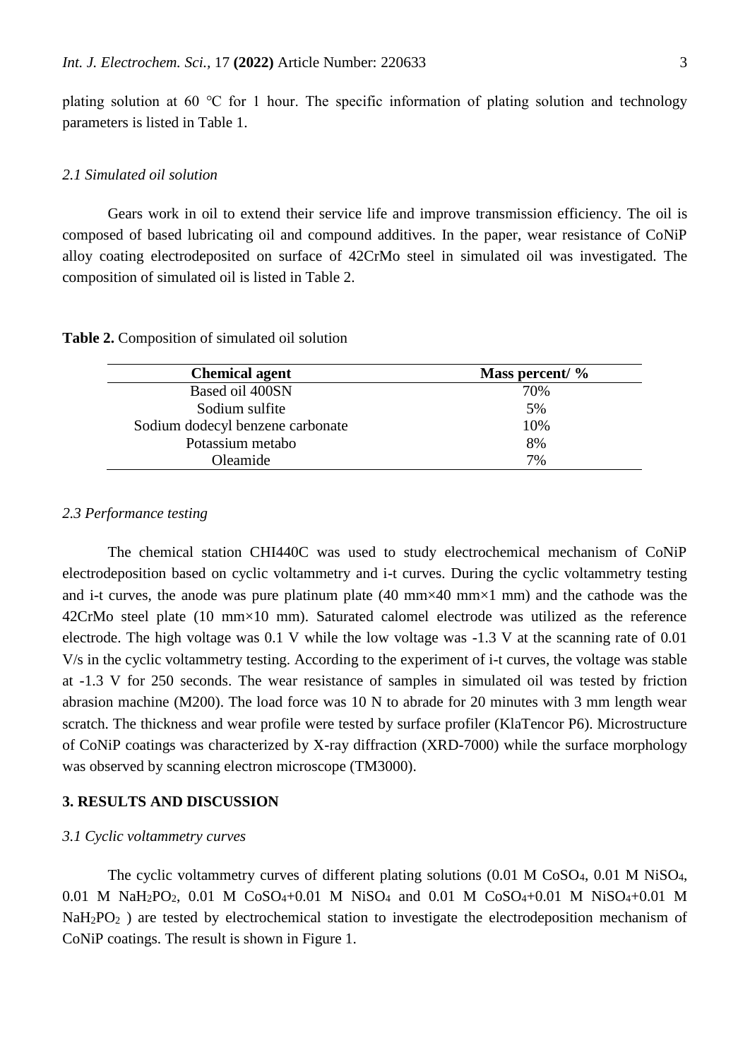plating solution at 60 ℃ for 1 hour. The specific information of plating solution and technology parameters is listed in Table 1.

### *2.1 Simulated oil solution*

Gears work in oil to extend their service life and improve transmission efficiency. The oil is composed of based lubricating oil and compound additives. In the paper, wear resistance of CoNiP alloy coating electrodeposited on surface of 42CrMo steel in simulated oil was investigated. The composition of simulated oil is listed in Table 2.

**Table 2.** Composition of simulated oil solution

| **Chemical agent** | **Mass percent/ %** |
|---|---|
| Based oil 400SN | 70% |
| Sodium sulfite | 5% |
| Sodium dodecyl benzene carbonate | 10% |
| Potassium metabo | 8% |
| Oleamide | 7% |

### *2.3 Performance testing*

The chemical station CHI440C was used to study electrochemical mechanism of CoNiP electrodeposition based on cyclic voltammetry and i-t curves. During the cyclic voltammetry testing and i-t curves, the anode was pure platinum plate (40 mm×40 mm×1 mm) and the cathode was the 42CrMo steel plate (10 mm×10 mm). Saturated calomel electrode was utilized as the reference electrode. The high voltage was 0.1 V while the low voltage was -1.3 V at the scanning rate of 0.01 V/s in the cyclic voltammetry testing. According to the experiment of i-t curves, the voltage was stable at -1.3 V for 250 seconds. The wear resistance of samples in simulated oil was tested by friction abrasion machine (M200). The load force was 10 N to abrade for 20 minutes with 3 mm length wear scratch. The thickness and wear profile were tested by surface profiler (KlaTencor P6). Microstructure of CoNiP coatings was characterized by X-ray diffraction (XRD-7000) while the surface morphology was observed by scanning electron microscope (TM3000).

## **3. RESULTS AND DISCUSSION**

### *3.1 Cyclic voltammetry curves*

The cyclic voltammetry curves of different plating solutions (0.01 M $CoSO_4$, 0.01 M $NiSO_4$, 0.01 M $NaH_2PO_2$, 0.01 M $CoSO_4$+0.01 M $NiSO_4$ and 0.01 M $CoSO_4$+0.01 M $NiSO_4$+0.01 M $NaH_2PO_2$ ) are tested by electrochemical station to investigate the electrodeposition mechanism of CoNiP coatings. The result is shown in Figure 1.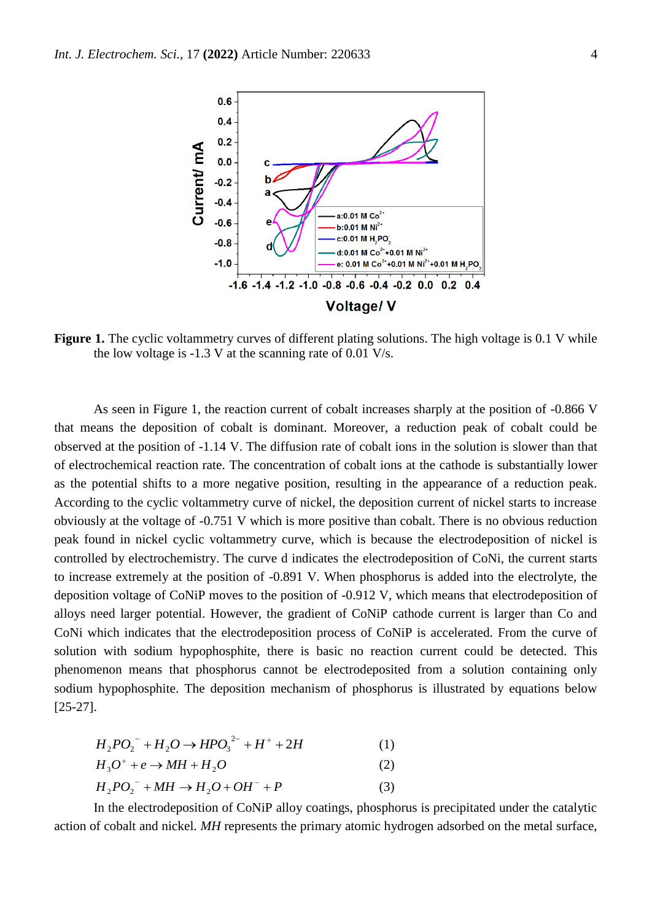**Figure 1.** The cyclic voltammetry curves of different plating solutions. The high voltage is 0.1 V while the low voltage is -1.3 V at the scanning rate of 0.01 V/s.

As seen in Figure 1, the reaction current of cobalt increases sharply at the position of -0.866 V that means the deposition of cobalt is dominant. Moreover, a reduction peak of cobalt could be observed at the position of -1.14 V. The diffusion rate of cobalt ions in the solution is slower than that of electrochemical reaction rate. The concentration of cobalt ions at the cathode is substantially lower as the potential shifts to a more negative position, resulting in the appearance of a reduction peak. According to the cyclic voltammetry curve of nickel, the deposition current of nickel starts to increase obviously at the voltage of -0.751 V which is more positive than cobalt. There is no obvious reduction peak found in nickel cyclic voltammetry curve, which is because the electrodeposition of nickel is controlled by electrochemistry. The curve d indicates the electrodeposition of CoNi, the current starts to increase extremely at the position of -0.891 V. When phosphorus is added into the electrolyte, the deposition voltage of CoNiP moves to the position of -0.912 V, which means that electrodeposition of alloys need larger potential. However, the gradient of CoNiP cathode current is larger than Co and CoNi which indicates that the electrodeposition process of CoNiP is accelerated. From the curve of solution with sodium hypophosphite, there is basic no reaction current could be detected. This phenomenon means that phosphorus cannot be electrodeposited from a solution containing only sodium hypophosphite. The deposition mechanism of phosphorus is illustrated by equations below [25-27].

$$H_2PO_2^- + H_2O \rightarrow HPO_3^{2-} + H^+ + 2H \qquad (1)$$

$$H_3O^+ + e \rightarrow MH + H_2O \qquad (2)$$

$$H_2PO_2^- + MH \rightarrow H_2O + OH^- + P \qquad (3)$$

In the electrodeposition of CoNiP alloy coatings, phosphorus is precipitated under the catalytic action of cobalt and nickel. *MH* represents the primary atomic hydrogen adsorbed on the metal surface,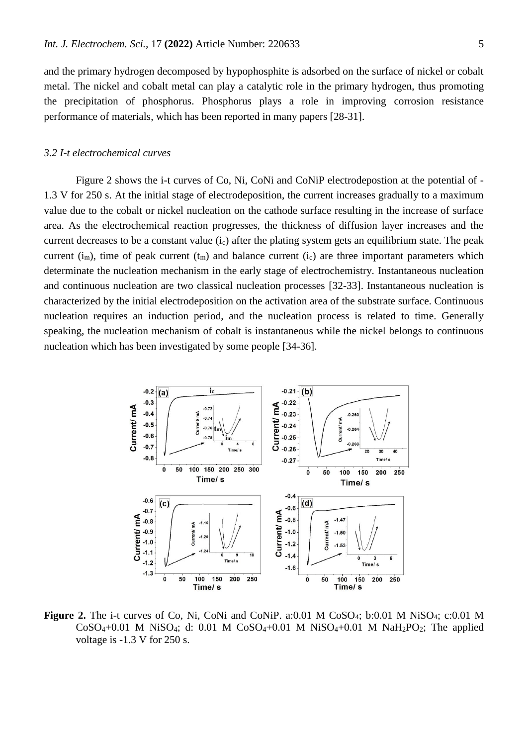and the primary hydrogen decomposed by hypophosphite is adsorbed on the surface of nickel or cobalt metal. The nickel and cobalt metal can play a catalytic role in the primary hydrogen, thus promoting the precipitation of phosphorus. Phosphorus plays a role in improving corrosion resistance performance of materials, which has been reported in many papers [28-31].

### *3.2 I-t electrochemical curves*

Figure 2 shows the i-t curves of Co, Ni, CoNi and CoNiP electrodepostion at the potential of -1.3 V for 250 s. At the initial stage of electrodeposition, the current increases gradually to a maximum value due to the cobalt or nickel nucleation on the cathode surface resulting in the increase of surface area. As the electrochemical reaction progresses, the thickness of diffusion layer increases and the current decreases to be a constant value ($i_c$) after the plating system gets an equilibrium state. The peak current ($i_m$), time of peak current ($t_m$) and balance current ($i_c$) are three important parameters which determinate the nucleation mechanism in the early stage of electrochemistry. Instantaneous nucleation and continuous nucleation are two classical nucleation processes [32-33]. Instantaneous nucleation is characterized by the initial electrodeposition on the activation area of the substrate surface. Continuous nucleation requires an induction period, and the nucleation process is related to time. Generally speaking, the nucleation mechanism of cobalt is instantaneous while the nickel belongs to continuous nucleation which has been investigated by some people [34-36].

**Figure 2.** The i-t curves of Co, Ni, CoNi and CoNiP. a:0.01 M $CoSO_4$; b:0.01 M $NiSO_4$; c:0.01 M $CoSO_4$+0.01 M $NiSO_4$; d: 0.01 M $CoSO_4$+0.01 M $NiSO_4$+0.01 M $NaH_2PO_2$; The applied voltage is -1.3 V for 250 s.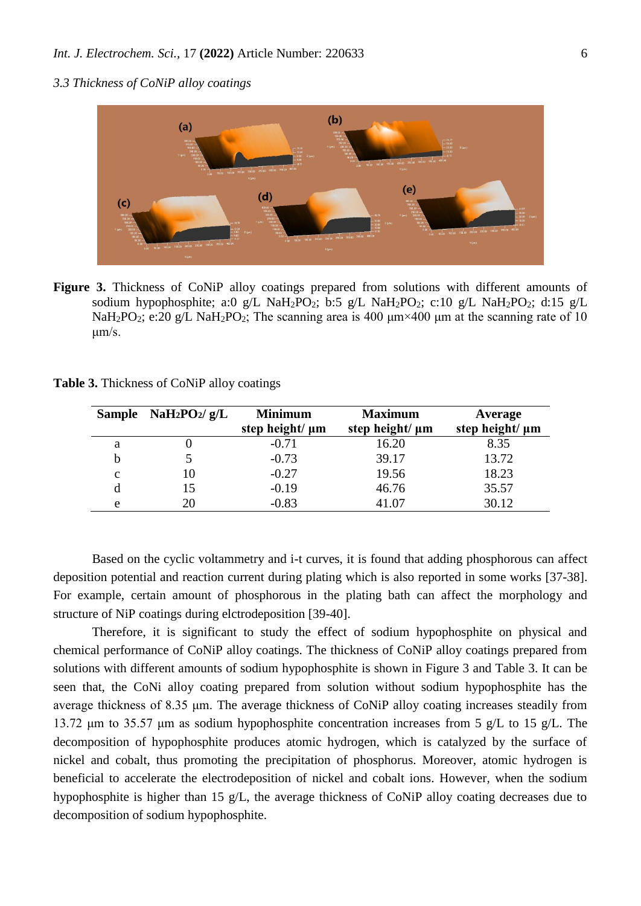### 3.3 Thickness of CoNiP alloy coatings

**Figure 3.** Thickness of CoNiP alloy coatings prepared from solutions with different amounts of sodium hypophosphite; a:0 g/L $NaH_2PO_2$; b:5 g/L $NaH_2PO_2$; c:10 g/L $NaH_2PO_2$; d:15 g/L $NaH_2PO_2$; e:20 g/L $NaH_2PO_2$; The scanning area is 400 μm×400 μm at the scanning rate of 10 μm/s.

**Table 3.** Thickness of CoNiP alloy coatings

| Sample | $NaH_2PO_2$/ g/L | Minimum step height/ μm | Maximum step height/ μm | Average step height/ μm |
|---|---|---|---|---|
| a | 0 | -0.71 | 16.20 | 8.35 |
| b | 5 | -0.73 | 39.17 | 13.72 |
| c | 10 | -0.27 | 19.56 | 18.23 |
| d | 15 | -0.19 | 46.76 | 35.57 |
| e | 20 | -0.83 | 41.07 | 30.12 |

Based on the cyclic voltammetry and i-t curves, it is found that adding phosphorous can affect deposition potential and reaction current during plating which is also reported in some works [37-38]. For example, certain amount of phosphorous in the plating bath can affect the morphology and structure of NiP coatings during elctrodeposition [39-40].

Therefore, it is significant to study the effect of sodium hypophosphite on physical and chemical performance of CoNiP alloy coatings. The thickness of CoNiP alloy coatings prepared from solutions with different amounts of sodium hypophosphite is shown in Figure 3 and Table 3. It can be seen that, the CoNi alloy coating prepared from solution without sodium hypophosphite has the average thickness of 8.35 μm. The average thickness of CoNiP alloy coating increases steadily from 13.72 μm to 35.57 μm as sodium hypophosphite concentration increases from 5 g/L to 15 g/L. The decomposition of hypophosphite produces atomic hydrogen, which is catalyzed by the surface of nickel and cobalt, thus promoting the precipitation of phosphorus. Moreover, atomic hydrogen is beneficial to accelerate the electrodeposition of nickel and cobalt ions. However, when the sodium hypophosphite is higher than 15 g/L, the average thickness of CoNiP alloy coating decreases due to decomposition of sodium hypophosphite.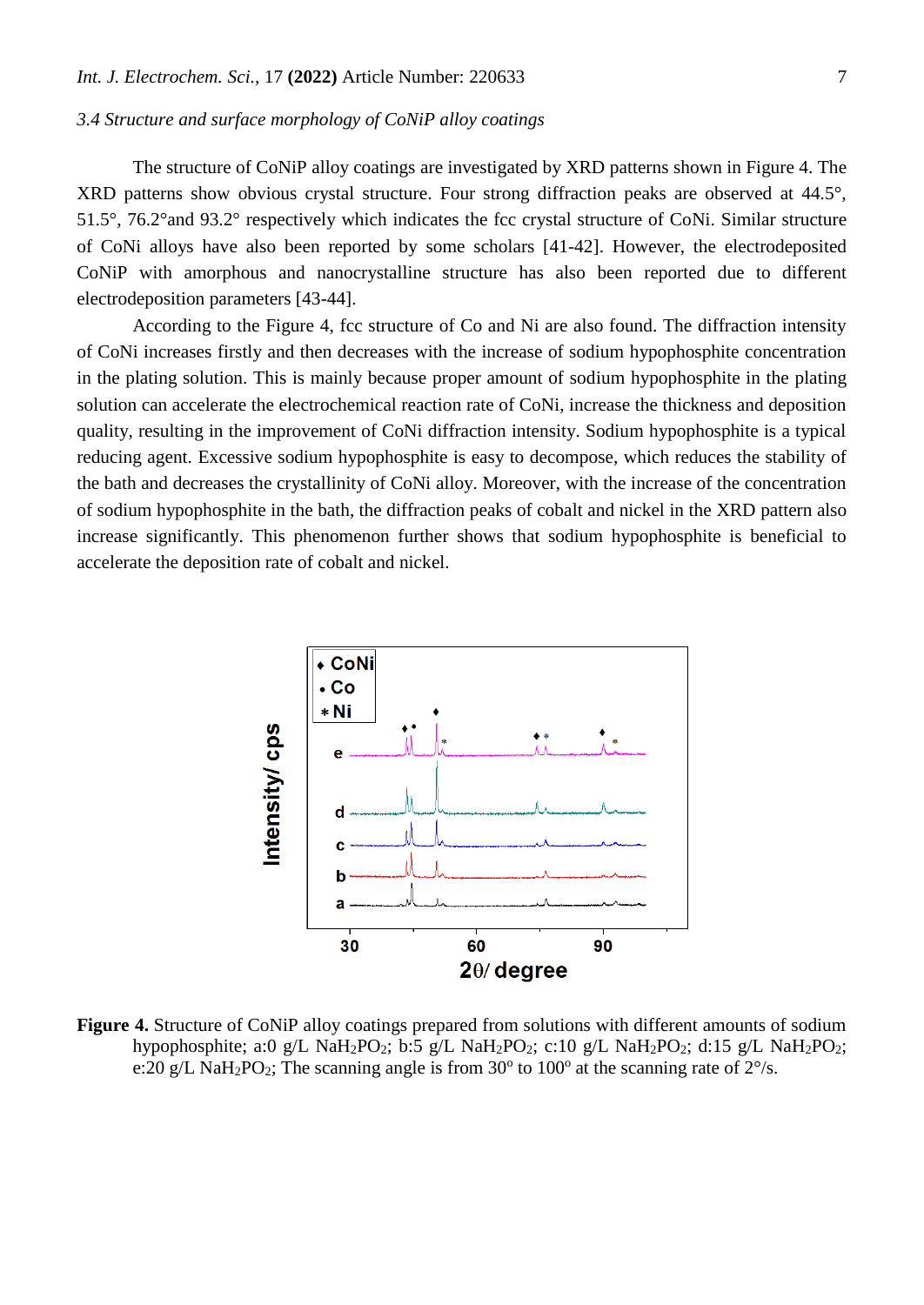### *3.4 Structure and surface morphology of CoNiP alloy coatings*

The structure of CoNiP alloy coatings are investigated by XRD patterns shown in Figure 4. The XRD patterns show obvious crystal structure. Four strong diffraction peaks are observed at 44.5°, 51.5°, 76.2°and 93.2° respectively which indicates the fcc crystal structure of CoNi. Similar structure of CoNi alloys have also been reported by some scholars [41-42]. However, the electrodeposited CoNiP with amorphous and nanocrystalline structure has also been reported due to different electrodeposition parameters [43-44].

According to the Figure 4, fcc structure of Co and Ni are also found. The diffraction intensity of CoNi increases firstly and then decreases with the increase of sodium hypophosphite concentration in the plating solution. This is mainly because proper amount of sodium hypophosphite in the plating solution can accelerate the electrochemical reaction rate of CoNi, increase the thickness and deposition quality, resulting in the improvement of CoNi diffraction intensity. Sodium hypophosphite is a typical reducing agent. Excessive sodium hypophosphite is easy to decompose, which reduces the stability of the bath and decreases the crystallinity of CoNi alloy. Moreover, with the increase of the concentration of sodium hypophosphite in the bath, the diffraction peaks of cobalt and nickel in the XRD pattern also increase significantly. This phenomenon further shows that sodium hypophosphite is beneficial to accelerate the deposition rate of cobalt and nickel.

**Figure 4.** Structure of CoNiP alloy coatings prepared from solutions with different amounts of sodium hypophosphite; a:0 g/L $NaH_2PO_2$; b:5 g/L $NaH_2PO_2$; c:10 g/L $NaH_2PO_2$; d:15 g/L $NaH_2PO_2$; e:20 g/L $NaH_2PO_2$; The scanning angle is from 30° to 100° at the scanning rate of 2°/s.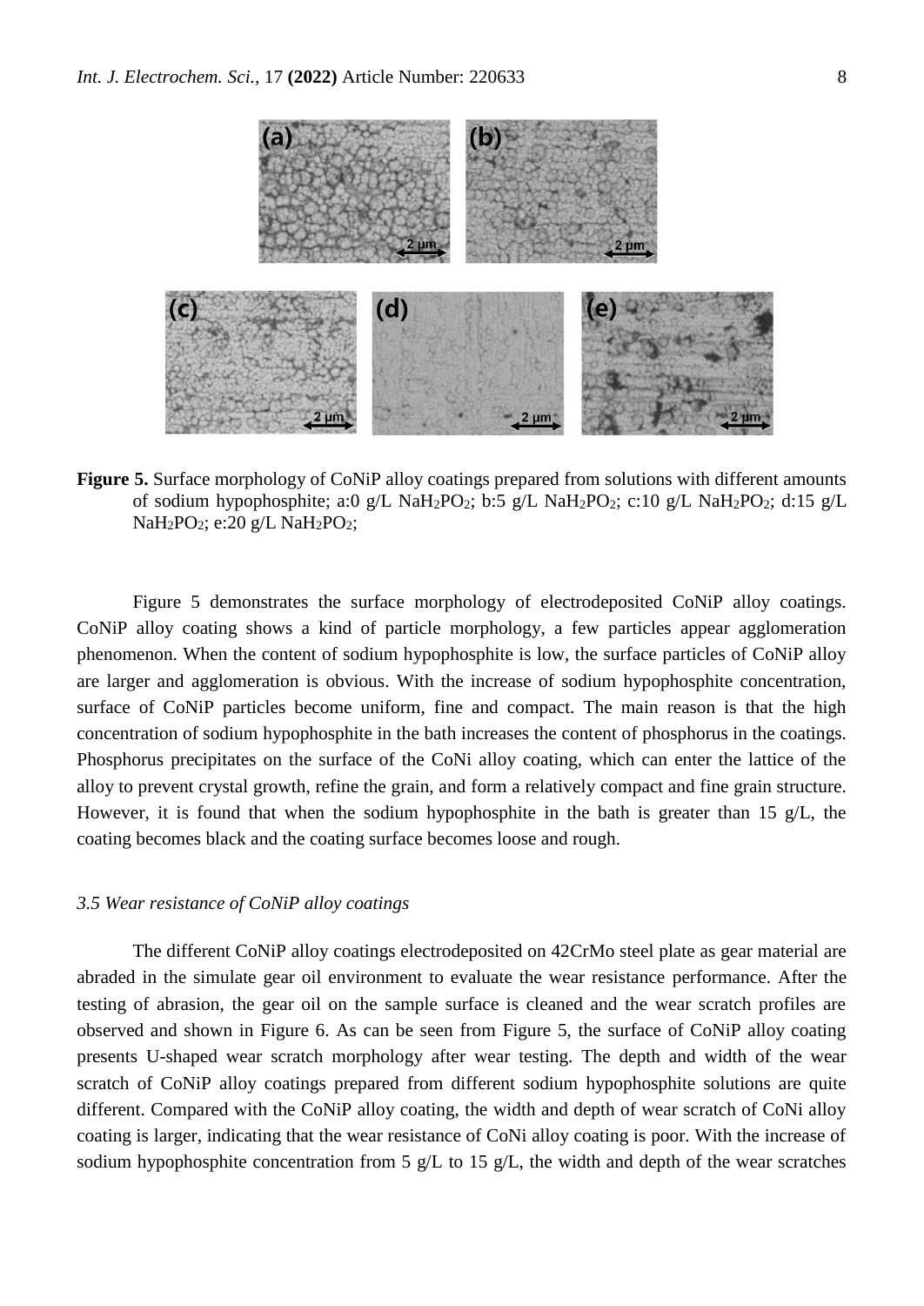**Figure 5.** Surface morphology of CoNiP alloy coatings prepared from solutions with different amounts of sodium hypophosphite; a:0 g/L $NaH_2PO_2$; b:5 g/L $NaH_2PO_2$; c:10 g/L $NaH_2PO_2$; d:15 g/L $NaH_2PO_2$; e:20 g/L $NaH_2PO_2$;

Figure 5 demonstrates the surface morphology of electrodeposited CoNiP alloy coatings. CoNiP alloy coating shows a kind of particle morphology, a few particles appear agglomeration phenomenon. When the content of sodium hypophosphite is low, the surface particles of CoNiP alloy are larger and agglomeration is obvious. With the increase of sodium hypophosphite concentration, surface of CoNiP particles become uniform, fine and compact. The main reason is that the high concentration of sodium hypophosphite in the bath increases the content of phosphorus in the coatings. Phosphorus precipitates on the surface of the CoNi alloy coating, which can enter the lattice of the alloy to prevent crystal growth, refine the grain, and form a relatively compact and fine grain structure. However, it is found that when the sodium hypophosphite in the bath is greater than 15 g/L, the coating becomes black and the coating surface becomes loose and rough.

### *3.5 Wear resistance of CoNiP alloy coatings*

The different CoNiP alloy coatings electrodeposited on 42CrMo steel plate as gear material are abraded in the simulate gear oil environment to evaluate the wear resistance performance. After the testing of abrasion, the gear oil on the sample surface is cleaned and the wear scratch profiles are observed and shown in Figure 6. As can be seen from Figure 5, the surface of CoNiP alloy coating presents U-shaped wear scratch morphology after wear testing. The depth and width of the wear scratch of CoNiP alloy coatings prepared from different sodium hypophosphite solutions are quite different. Compared with the CoNiP alloy coating, the width and depth of wear scratch of CoNi alloy coating is larger, indicating that the wear resistance of CoNi alloy coating is poor. With the increase of sodium hypophosphite concentration from 5 g/L to 15 g/L, the width and depth of the wear scratches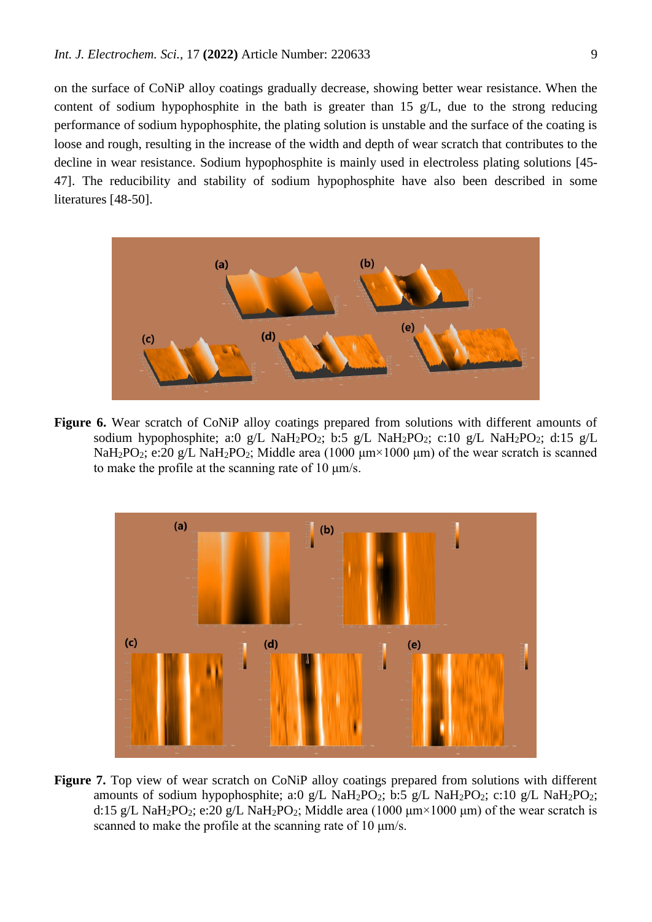on the surface of CoNiP alloy coatings gradually decrease, showing better wear resistance. When the content of sodium hypophosphite in the bath is greater than 15 g/L, due to the strong reducing performance of sodium hypophosphite, the plating solution is unstable and the surface of the coating is loose and rough, resulting in the increase of the width and depth of wear scratch that contributes to the decline in wear resistance. Sodium hypophosphite is mainly used in electroless plating solutions [45-47]. The reducibility and stability of sodium hypophosphite have also been described in some literatures [48-50].

**Figure 6.** Wear scratch of CoNiP alloy coatings prepared from solutions with different amounts of sodium hypophosphite; a:0 g/L $NaH_2PO_2$; b:5 g/L $NaH_2PO_2$; c:10 g/L $NaH_2PO_2$; d:15 g/L $NaH_2PO_2$; e:20 g/L $NaH_2PO_2$; Middle area (1000 μm×1000 μm) of the wear scratch is scanned to make the profile at the scanning rate of 10 μm/s.

**Figure 7.** Top view of wear scratch on CoNiP alloy coatings prepared from solutions with different amounts of sodium hypophosphite; a:0 g/L $NaH_2PO_2$; b:5 g/L $NaH_2PO_2$; c:10 g/L $NaH_2PO_2$; d:15 g/L $NaH_2PO_2$; e:20 g/L $NaH_2PO_2$; Middle area (1000 μm×1000 μm) of the wear scratch is scanned to make the profile at the scanning rate of 10 μm/s.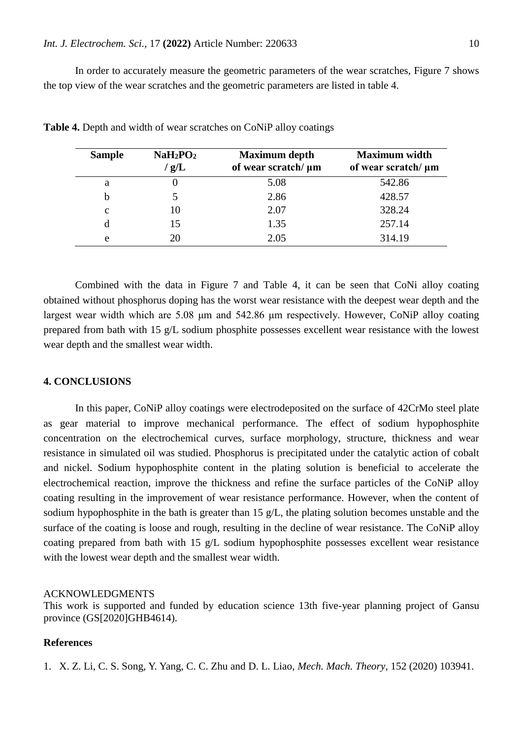In order to accurately measure the geometric parameters of the wear scratches, Figure 7 shows the top view of the wear scratches and the geometric parameters are listed in table 4.

**Table 4.** Depth and width of wear scratches on CoNiP alloy coatings

| Sample | $NaH_2PO_2$ / g/L | Maximum depth of wear scratch/ μm | Maximum width of wear scratch/ μm |
|---|---|---|---|
| a | 0 | 5.08 | 542.86 |
| b | 5 | 2.86 | 428.57 |
| c | 10 | 2.07 | 328.24 |
| d | 15 | 1.35 | 257.14 |
| e | 20 | 2.05 | 314.19 |

Combined with the data in Figure 7 and Table 4, it can be seen that CoNi alloy coating obtained without phosphorus doping has the worst wear resistance with the deepest wear depth and the largest wear width which are 5.08 μm and 542.86 μm respectively. However, CoNiP alloy coating prepared from bath with 15 g/L sodium phosphite possesses excellent wear resistance with the lowest wear depth and the smallest wear width.

## 4. CONCLUSIONS

In this paper, CoNiP alloy coatings were electrodeposited on the surface of 42CrMo steel plate as gear material to improve mechanical performance. The effect of sodium hypophosphite concentration on the electrochemical curves, surface morphology, structure, thickness and wear resistance in simulated oil was studied. Phosphorus is precipitated under the catalytic action of cobalt and nickel. Sodium hypophosphite content in the plating solution is beneficial to accelerate the electrochemical reaction, improve the thickness and refine the surface particles of the CoNiP alloy coating resulting in the improvement of wear resistance performance. However, when the content of sodium hypophosphite in the bath is greater than 15 g/L, the plating solution becomes unstable and the surface of the coating is loose and rough, resulting in the decline of wear resistance. The CoNiP alloy coating prepared from bath with 15 g/L sodium hypophosphite possesses excellent wear resistance with the lowest wear depth and the smallest wear width.

ACKNOWLEDGMENTS

This work is supported and funded by education science 13th five-year planning project of Gansu province (GS[2020]GHB4614).

### References

1. X. Z. Li, C. S. Song, Y. Yang, C. C. Zhu and D. L. Liao, *Mech. Mach. Theory*, 152 (2020) 103941.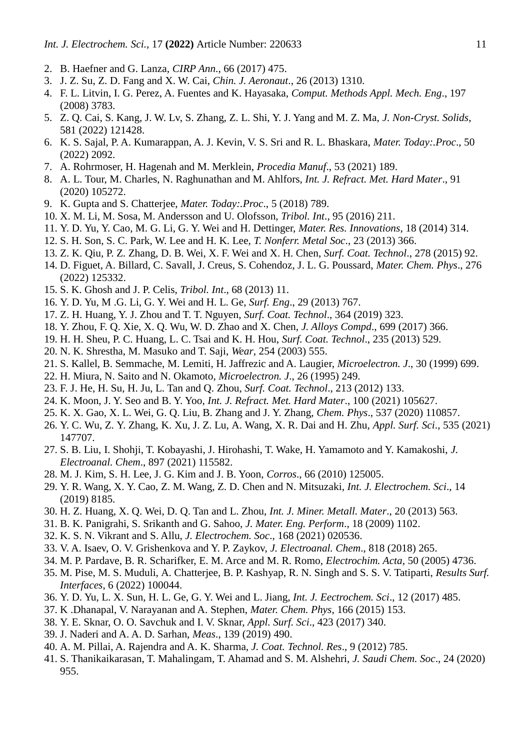2. B. Haefner and G. Lanza, *CIRP Ann*., 66 (2017) 475.
3. J. Z. Su, Z. D. Fang and X. W. Cai, *Chin. J. Aeronaut*., 26 (2013) 1310.
4. F. L. Litvin, I. G. Perez, A. Fuentes and K. Hayasaka, *Comput. Methods Appl. Mech. Eng*., 197 (2008) 3783.
5. Z. Q. Cai, S. Kang, J. W. Lv, S. Zhang, Z. L. Shi, Y. J. Yang and M. Z. Ma, *J. Non-Cryst. Solids*, 581 (2022) 121428.
6. K. S. Sajal, P. A. Kumarappan, A. J. Kevin, V. S. Sri and R. L. Bhaskara, *Mater. Today:.Proc*., 50 (2022) 2092.
7. A. Rohrmoser, H. Hagenah and M. Merklein, *Procedia Manuf*., 53 (2021) 189.
8. A. L. Tour, M. Charles, N. Raghunathan and M. Ahlfors, *Int. J. Refract. Met. Hard Mater*., 91 (2020) 105272.
9. K. Gupta and S. Chatterjee, *Mater. Today:.Proc*., 5 (2018) 789.
10. X. M. Li, M. Sosa, M. Andersson and U. Olofsson, *Tribol. Int*., 95 (2016) 211.
11. Y. D. Yu, Y. Cao, M. G. Li, G. Y. Wei and H. Dettinger, *Mater. Res. Innovations*, 18 (2014) 314.
12. S. H. Son, S. C. Park, W. Lee and H. K. Lee, *T. Nonferr. Metal Soc*., 23 (2013) 366.
13. Z. K. Qiu, P. Z. Zhang, D. B. Wei, X. F. Wei and X. H. Chen, *Surf. Coat. Technol*., 278 (2015) 92.
14. D. Figuet, A. Billard, C. Savall, J. Creus, S. Cohendoz, J. L. G. Poussard, *Mater. Chem. Phys*., 276 (2022) 125332.
15. S. K. Ghosh and J. P. Celis, *Tribol. Int*., 68 (2013) 11.
16. Y. D. Yu, M .G. Li, G. Y. Wei and H. L. Ge, *Surf. Eng*., 29 (2013) 767.
17. Z. H. Huang, Y. J. Zhou and T. T. Nguyen, *Surf. Coat. Technol*., 364 (2019) 323.
18. Y. Zhou, F. Q. Xie, X. Q. Wu, W. D. Zhao and X. Chen, *J. Alloys Compd*., 699 (2017) 366.
19. H. H. Sheu, P. C. Huang, L. C. Tsai and K. H. Hou, *Surf. Coat. Technol*., 235 (2013) 529.
20. N. K. Shrestha, M. Masuko and T. Saji, *Wear*, 254 (2003) 555.
21. S. Kallel, B. Semmache, M. Lemiti, H. Jaffrezic and A. Laugier, *Microelectron. J*., 30 (1999) 699.
22. H. Miura, N. Saito and N. Okamoto, *Microelectron. J*., 26 (1995) 249.
23. F. J. He, H. Su, H. Ju, L. Tan and Q. Zhou, *Surf. Coat. Technol*., 213 (2012) 133.
24. K. Moon, J. Y. Seo and B. Y. Yoo, *Int. J. Refract. Met. Hard Mater*., 100 (2021) 105627.
25. K. X. Gao, X. L. Wei, G. Q. Liu, B. Zhang and J. Y. Zhang, *Chem. Phys*., 537 (2020) 110857.
26. Y. C. Wu, Z. Y. Zhang, K. Xu, J. Z. Lu, A. Wang, X. R. Dai and H. Zhu, *Appl. Surf. Sci*., 535 (2021) 147707.
27. S. B. Liu, I. Shohji, T. Kobayashi, J. Hirohashi, T. Wake, H. Yamamoto and Y. Kamakoshi, *J. Electroanal. Chem*., 897 (2021) 115582.
28. M. J. Kim, S. H. Lee, J. G. Kim and J. B. Yoon, *Corros*., 66 (2010) 125005.
29. Y. R. Wang, X. Y. Cao, Z. M. Wang, Z. D. Chen and N. Mitsuzaki, *Int. J. Electrochem. Sci*., 14 (2019) 8185.
30. H. Z. Huang, X. Q. Wei, D. Q. Tan and L. Zhou, *Int. J. Miner. Metall. Mater*., 20 (2013) 563.
31. B. K. Panigrahi, S. Srikanth and G. Sahoo, *J. Mater. Eng. Perform*., 18 (2009) 1102.
32. K. S. N. Vikrant and S. Allu, *J. Electrochem. Soc*., 168 (2021) 020536.
33. V. A. Isaev, O. V. Grishenkova and Y. P. Zaykov, *J. Electroanal. Chem*., 818 (2018) 265.
34. M. P. Pardave, B. R. Scharifker, E. M. Arce and M. R. Romo, *Electrochim. Acta*, 50 (2005) 4736.
35. M. Pise, M. S. Muduli, A. Chatterjee, B. P. Kashyap, R. N. Singh and S. S. V. Tatiparti, *Results Surf. Interfaces*, 6 (2022) 100044.
36. Y. D. Yu, L. X. Sun, H. L. Ge, G. Y. Wei and L. Jiang, *Int. J. Eectrochem. Sci*., 12 (2017) 485.
37. K .Dhanapal, V. Narayanan and A. Stephen, *Mater. Chem. Phys*, 166 (2015) 153.
38. Y. E. Sknar, O. O. Savchuk and I. V. Sknar, *Appl. Surf. Sci*., 423 (2017) 340.
39. J. Naderi and A. A. D. Sarhan, *Meas*., 139 (2019) 490.
40. A. M. Pillai, A. Rajendra and A. K. Sharma, *J. Coat. Technol. Res*., 9 (2012) 785.
41. S. Thanikaikarasan, T. Mahalingam, T. Ahamad and S. M. Alshehri, *J. Saudi Chem. Soc*., 24 (2020) 955.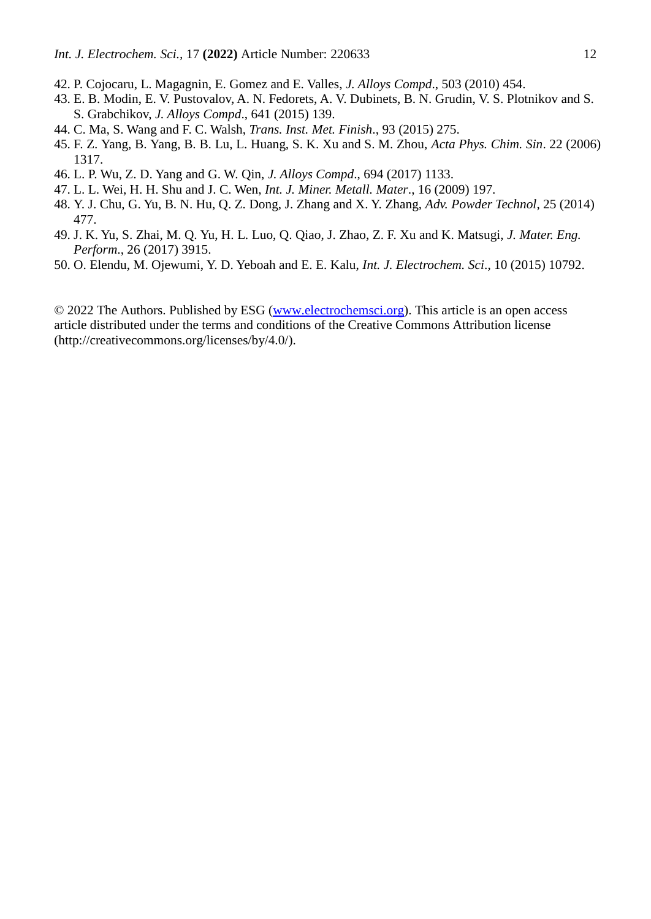42. P. Cojocaru, L. Magagnin, E. Gomez and E. Valles, *J. Alloys Compd*., 503 (2010) 454.
43. E. B. Modin, E. V. Pustovalov, A. N. Fedorets, A. V. Dubinets, B. N. Grudin, V. S. Plotnikov and S. S. Grabchikov, *J. Alloys Compd*., 641 (2015) 139.
44. C. Ma, S. Wang and F. C. Walsh, *Trans. Inst. Met. Finish*., 93 (2015) 275.
45. F. Z. Yang, B. Yang, B. B. Lu, L. Huang, S. K. Xu and S. M. Zhou, *Acta Phys. Chim. Sin*. 22 (2006) 1317.
46. L. P. Wu, Z. D. Yang and G. W. Qin, *J. Alloys Compd*., 694 (2017) 1133.
47. L. L. Wei, H. H. Shu and J. C. Wen, *Int. J. Miner. Metall. Mater*., 16 (2009) 197.
48. Y. J. Chu, G. Yu, B. N. Hu, Q. Z. Dong, J. Zhang and X. Y. Zhang, *Adv. Powder Technol*, 25 (2014) 477.
49. J. K. Yu, S. Zhai, M. Q. Yu, H. L. Luo, Q. Qiao, J. Zhao, Z. F. Xu and K. Matsugi, *J. Mater. Eng. Perform*., 26 (2017) 3915.
50. O. Elendu, M. Ojewumi, Y. D. Yeboah and E. E. Kalu, *Int. J. Electrochem. Sci*., 10 (2015) 10792.

© 2022 The Authors. Published by ESG (www.electrochemsci.org). This article is an open access article distributed under the terms and conditions of the Creative Commons Attribution license (http://creativecommons.org/licenses/by/4.0/).